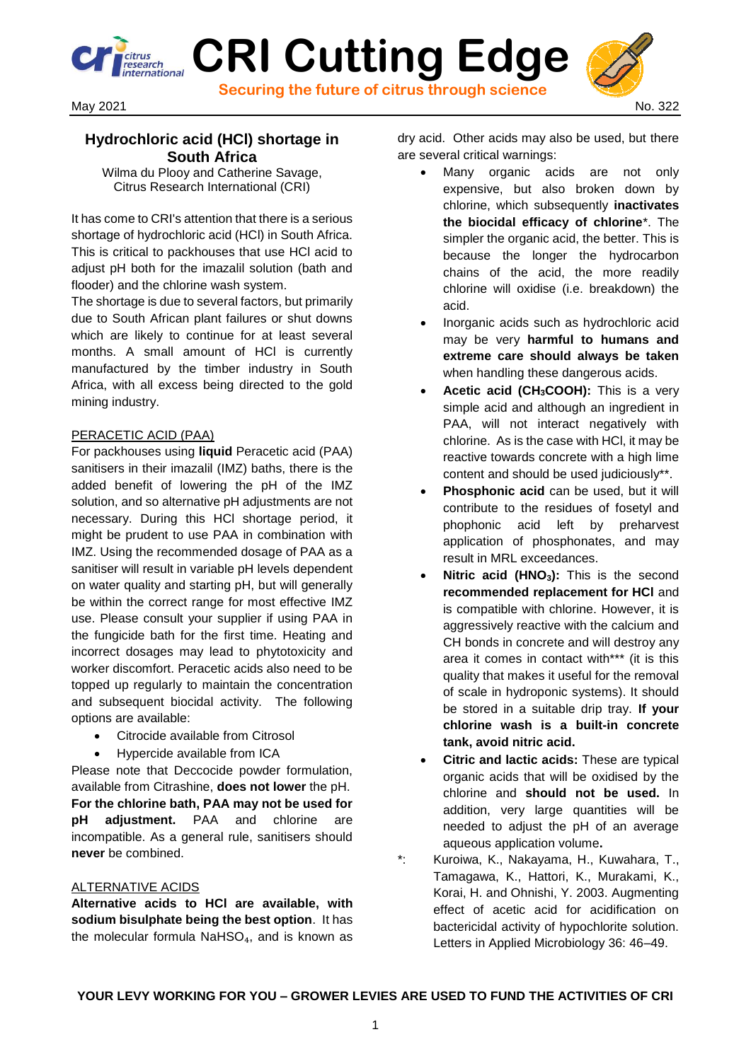# CRI Cutting Edge

**Securing the future of citrus through science**

May 2021 No. 322

## Hydrochloric acid (HCl) shortage in South Africa

Wilma du Plooy and Catherine Savage, Citrus Research International (CRI)

It has come to CRI's attention that there is a serious shortage of hydrochloric acid (HCl) in South Africa. This is critical to packhouses that use HCl acid to adjust pH both for the imazalil solution (bath and flooder) and the chlorine wash system.

The shortage is due to several factors, but primarily due to South African plant failures or shut downs which are likely to continue for at least several months. A small amount of HCl is currently manufactured by the timber industry in South Africa, with all excess being directed to the gold mining industry.

### PERACETIC ACID (PAA)

For packhouses using **liquid** Peracetic acid (PAA) sanitisers in their imazalil (IMZ) baths, there is the added benefit of lowering the pH of the IMZ solution, and so alternative pH adjustments are not necessary. During this HCl shortage period, it might be prudent to use PAA in combination with IMZ. Using the recommended dosage of PAA as a sanitiser will result in variable pH levels dependent on water quality and starting pH, but will generally be within the correct range for most effective IMZ use. Please consult your supplier if using PAA in the fungicide bath for the first time. Heating and incorrect dosages may lead to phytotoxicity and worker discomfort. Peracetic acids also need to be topped up regularly to maintain the concentration and subsequent biocidal activity. The following options are available:

- Citrocide available from Citrosol
- Hypercide available from ICA

Please note that Deccocide powder formulation, available from Citrashine, **does not lower** the pH. **For the chlorine bath, PAA may not be used for pH adjustment.** PAA and chlorine are incompatible. As a general rule, sanitisers should **never** be combined.

### ALTERNATIVE ACIDS

**Alternative acids to HCl are available, with sodium bisulphate being the best option**. It has the molecular formula $NaHSO_4$, and is known as dry acid. Other acids may also be used, but there are several critical warnings:

- Many organic acids are not only expensive, but also broken down by chlorine, which subsequently **inactivates the biocidal efficacy of chlorine***. The simpler the organic acid, the better. This is because the longer the hydrocarbon chains of the acid, the more readily chlorine will oxidise (i.e. breakdown) the acid.
- Inorganic acids such as hydrochloric acid may be very **harmful to humans and extreme care should always be taken** when handling these dangerous acids.
- **Acetic acid ($CH_3COOH$):** This is a very simple acid and although an ingredient in PAA, will not interact negatively with chlorine. As is the case with HCl, it may be reactive towards concrete with a high lime content and should be used judiciously**.
- **Phosphonic acid** can be used, but it will contribute to the residues of fosetyl and phophonic acid left by preharvest application of phosphonates, and may result in MRL exceedances.
- **Nitric acid ($HNO_3$):** This is the second **recommended replacement for HCl** and is compatible with chlorine. However, it is aggressively reactive with the calcium and CH bonds in concrete and will destroy any area it comes in contact with*** (it is this quality that makes it useful for the removal of scale in hydroponic systems). It should be stored in a suitable drip tray. **If your chlorine wash is a built-in concrete tank, avoid nitric acid.**
- **Citric and lactic acids:** These are typical organic acids that will be oxidised by the chlorine and **should not be used.** In addition, very large quantities will be needed to adjust the pH of an average aqueous application volume**.**

*: Kuroiwa, K., Nakayama, H., Kuwahara, T., Tamagawa, K., Hattori, K., Murakami, K., Korai, H. and Ohnishi, Y. 2003. Augmenting effect of acetic acid for acidification on bactericidal activity of hypochlorite solution. Letters in Applied Microbiology 36: 46–49.

**YOUR LEVY WORKING FOR YOU – GROWER LEVIES ARE USED TO FUND THE ACTIVITIES OF CRI**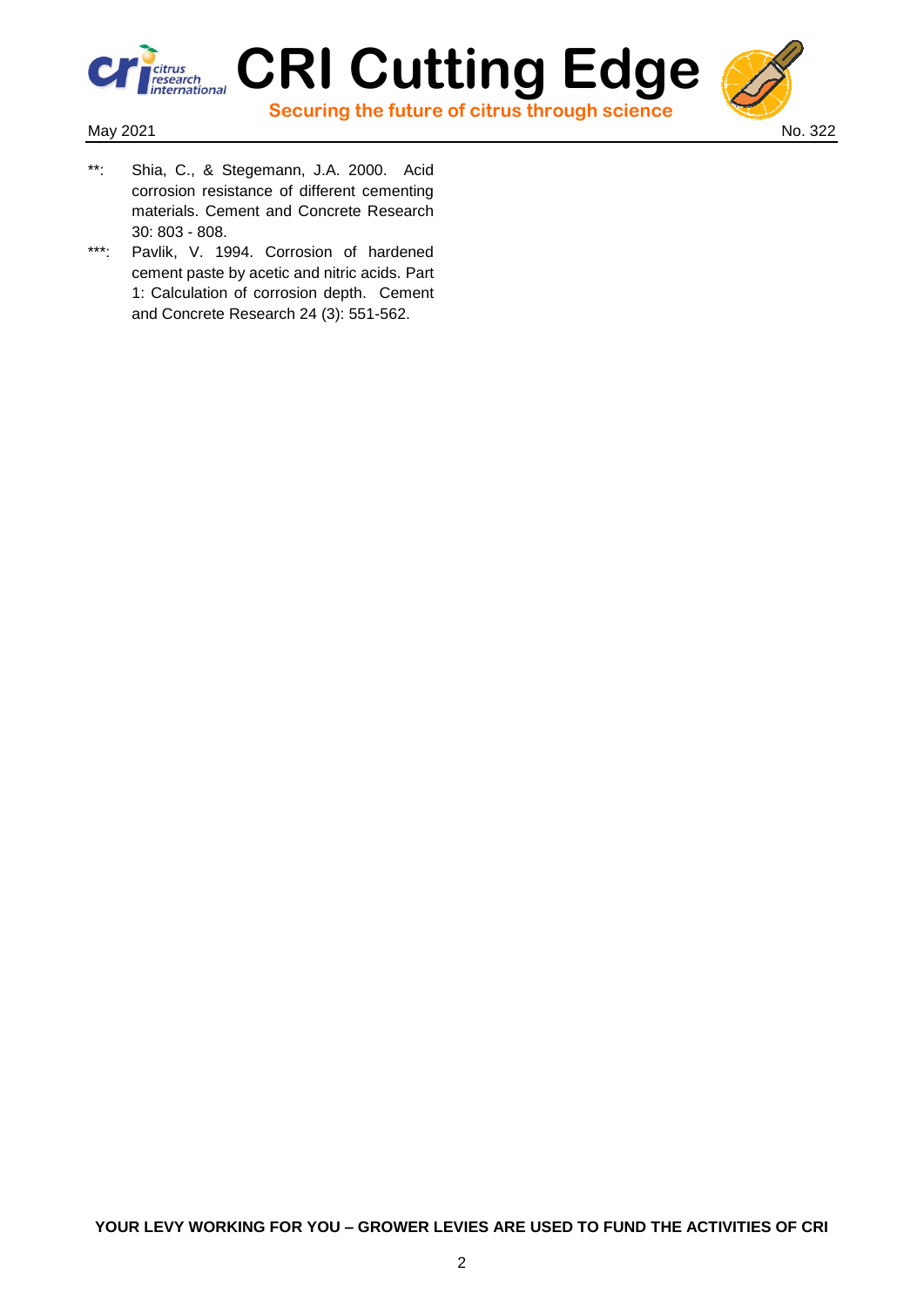**: Shia, C., & Stegemann, J.A. 2000. Acid corrosion resistance of different cementing materials. Cement and Concrete Research 30: 803 - 808.

***: Pavlik, V. 1994. Corrosion of hardened cement paste by acetic and nitric acids. Part 1: Calculation of corrosion depth. Cement and Concrete Research 24 (3): 551-562.

**YOUR LEVY WORKING FOR YOU – GROWER LEVIES ARE USED TO FUND THE ACTIVITIES OF CRI**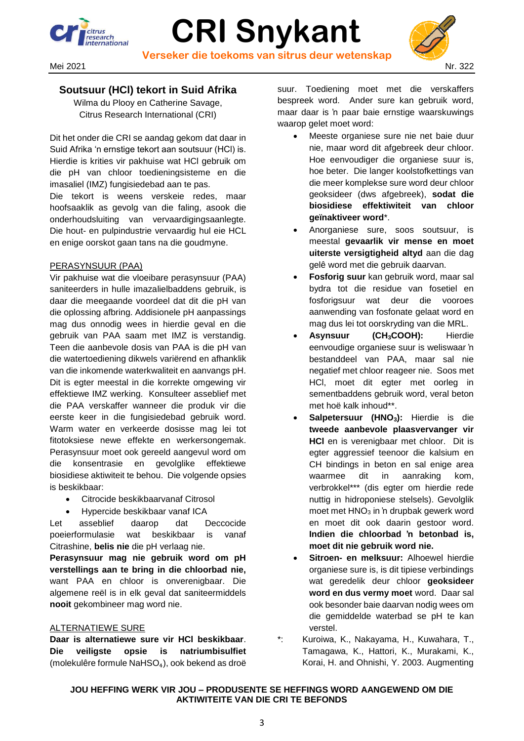## Soutsuur (HCl) tekort in Suid Afrika

Wilma du Plooy en Catherine Savage, Citrus Research International (CRI)

Dit het onder die CRI se aandag gekom dat daar in Suid Afrika 'n ernstige tekort aan soutsuur (HCl) is. Hierdie is krities vir pakhuise wat HCl gebruik om die pH van chloor toedieningsisteme en die imasaliel (IMZ) fungisiedebad aan te pas.

Die tekort is weens verskeie redes, maar hoofsaaklik as gevolg van die faling, asook die onderhoudsluiting van vervaardigingsaanlegte. Die hout- en pulpindustrie vervaardig hul eie HCL en enige oorskot gaan tans na die goudmyne.

### PERASYNSUUR (PAA)

Vir pakhuise wat die vloeibare perasynsuur (PAA) saniteerders in hulle imazalielbaddens gebruik, is daar die meegaande voordeel dat dit die pH van die oplossing afbring. Addisionele pH aanpassings mag dus onnodig wees in hierdie geval en die gebruik van PAA saam met IMZ is verstandig. Teen die aanbevole dosis van PAA is die pH van die watertoediening dikwels variërend en afhanklik van die inkomende waterkwaliteit en aanvangs pH. Dit is egter meestal in die korrekte omgewing vir effektiewe IMZ werking. Konsulteer asseblief met die PAA verskaffer wanneer die produk vir die eerste keer in die fungisiedebad gebruik word. Warm water en verkeerde dosisse mag lei tot fitotoksiese newe effekte en werkersongemak. Perasynsuur moet ook gereeld aangevul word om die konsentrasie en gevolglike effektiewe biosidiese aktiwiteit te behou. Die volgende opsies is beskikbaar:

- Citrocide beskikbaarvanaf Citrosol
- Hypercide beskikbaar vanaf ICA

Let asseblief daarop dat Deccocide poeierformulasie wat beskikbaar is vanaf Citrashine, **belis nie** die pH verlaag nie.

**Perasynsuur mag nie gebruik word om pH verstellings aan te bring in die chloorbad nie,** want PAA en chloor is onverenigbaar. Die algemene reël is in elk geval dat saniteermiddels **nooit** gekombineer mag word nie.

### ALTERNATIEWE SURE

**Daar is alternatiewe sure vir HCl beskikbaar. Die veiligste opsie is natriumbisulfiet** (molekulêre formule $NaHSO_4$), ook bekend as droë suur. Toediening moet met die verskaffers bespreek word. Ander sure kan gebruik word, maar daar is 'n paar baie ernstige waarskuwings waarop gelet moet word:

- Meeste organiese sure nie net baie duur nie, maar word dit afgebreek deur chloor. Hoe eenvoudiger die organiese suur is, hoe beter. Die langer koolstofkettings van die meer komplekse sure word deur chloor geoksideer (dws afgebreek), **sodat die biosidiese effektiwiteit van chloor geïnaktiveer word***.
- Anorganiese sure, soos soutsuur, is meestal **gevaarlik vir mense en moet uiterste versigtigheid altyd** aan die dag gelê word met die gebruik daarvan.
- **Fosforig suur** kan gebruik word, maar sal bydra tot die residue van fosetiel en fosforigsuur wat deur die vooroes aanwending van fosfonate gelaat word en mag dus lei tot oorskryding van die MRL.
- **Asynsuur ($CH_3COOH$):** Hierdie eenvoudige organiese suur is weliswaar 'n bestanddeel van PAA, maar sal nie negatief met chloor reageer nie. Soos met HCl, moet dit egter met oorleg in sementbaddens gebruik word, veral beton met hoë kalk inhoud**.
- **Salpetersuur ($HNO_3$):** Hierdie is die **tweede aanbevole plaasvervanger vir HCl** en is verenigbaar met chloor. Dit is egter aggressief teenoor die kalsium en CH bindings in beton en sal enige area waarmee dit in aanraking kom, verbrokkel*** (dis egter om hierdie rede nuttig in hidroponiese stelsels). Gevolglik moet met $HNO_3$ in 'n drupbak gewerk word en moet dit ook daarin gestoor word. **Indien die chloorbad 'n betonbad is, moet dit nie gebruik word nie.**
- **Sitroen- en melksuur:** Alhoewel hierdie organiese sure is, is dit tipiese verbindings wat geredelik deur chloor **geoksideer word en dus vermy moet** word. Daar sal ook besonder baie daarvan nodig wees om die gemiddelde waterbad se pH te kan verstel.

*: Kuroiwa, K., Nakayama, H., Kuwahara, T., Tamagawa, K., Hattori, K., Murakami, K., Korai, H. and Ohnishi, Y. 2003. Augmenting

**JOU HEFFING WERK VIR JOU – PRODUSENTE SE HEFFINGS WORD AANGEWEND OM DIE AKTIWITEITE VAN DIE CRI TE BEFONDS**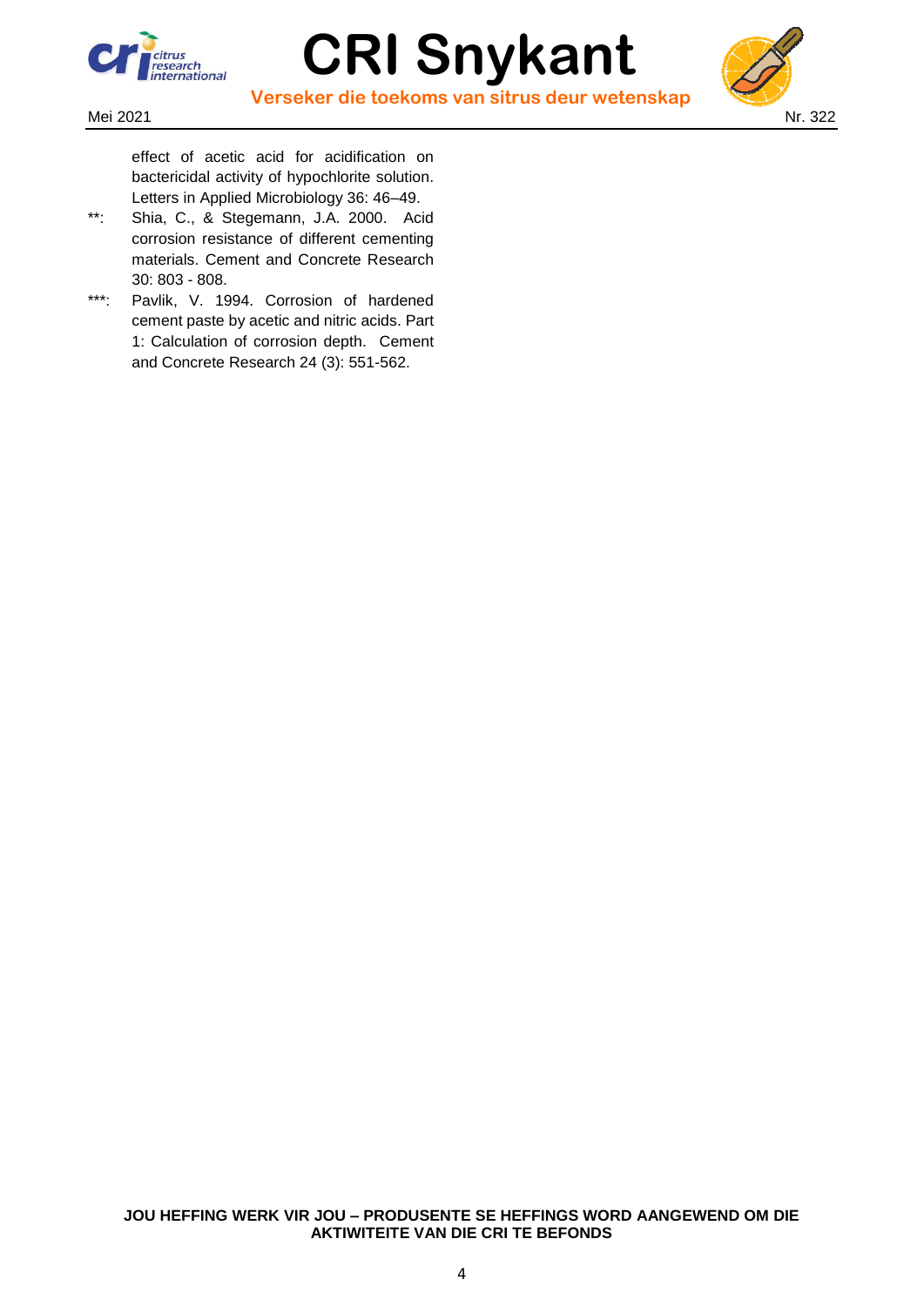effect of acetic acid for acidification on bactericidal activity of hypochlorite solution. Letters in Applied Microbiology 36: 46–49.

**: Shia, C., & Stegemann, J.A. 2000. Acid corrosion resistance of different cementing materials. Cement and Concrete Research 30: 803 - 808.

***: Pavlik, V. 1994. Corrosion of hardened cement paste by acetic and nitric acids. Part 1: Calculation of corrosion depth. Cement and Concrete Research 24 (3): 551-562.

**JOU HEFFING WERK VIR JOU – PRODUSENTE SE HEFFINGS WORD AANGEWEND OM DIE AKTIWITEITE VAN DIE CRI TE BEFONDS**